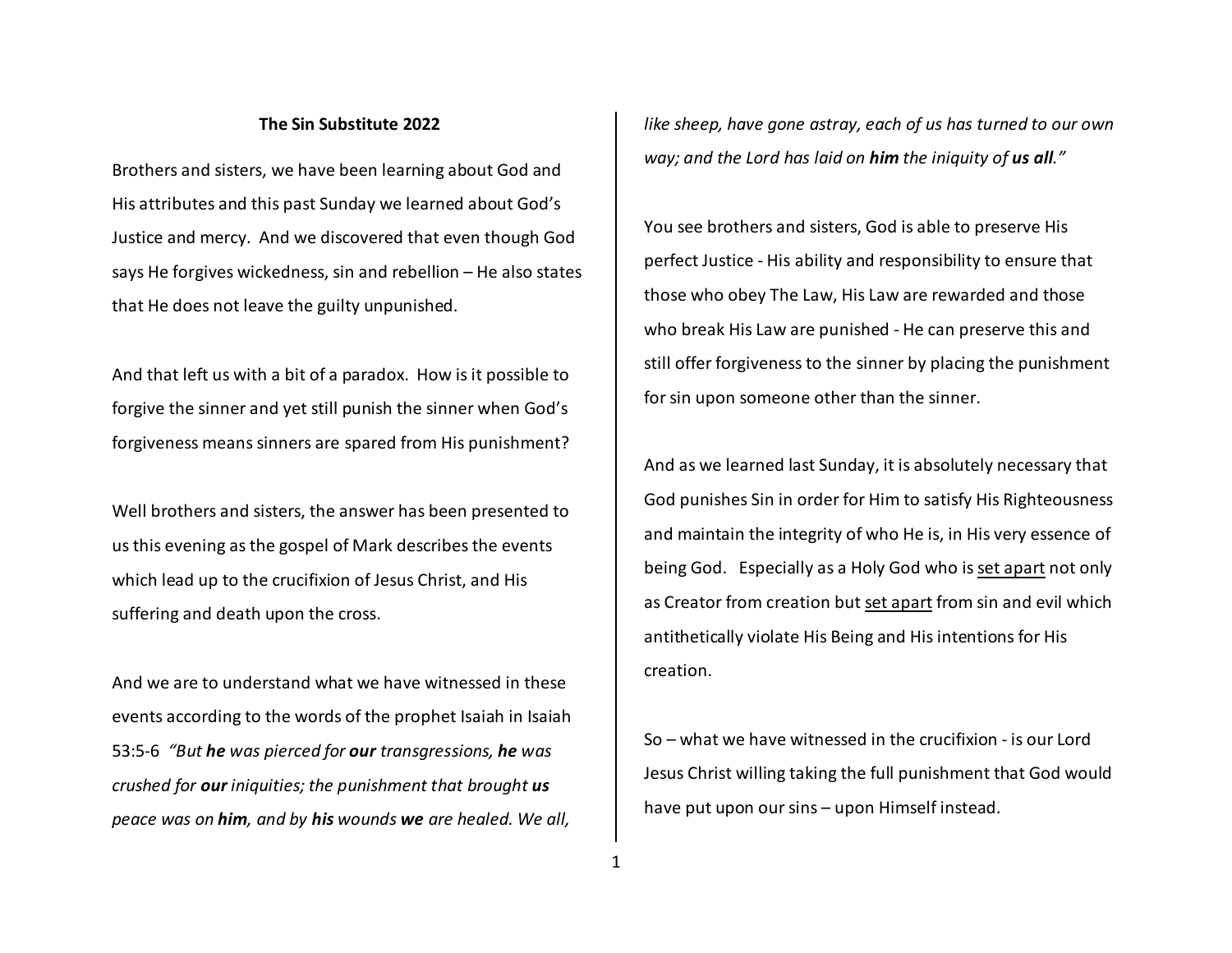**The Sin Substitute 2022**

Brothers and sisters, we have been learning about God and His attributes and this past Sunday we learned about God's Justice and mercy. And we discovered that even though God says He forgives wickedness, sin and rebellion – He also states that He does not leave the guilty unpunished.

And that left us with a bit of a paradox. How is it possible to forgive the sinner and yet still punish the sinner when God's forgiveness means sinners are spared from His punishment?

Well brothers and sisters, the answer has been presented to us this evening as the gospel of Mark describes the events which lead up to the crucifixion of Jesus Christ, and His suffering and death upon the cross.

And we are to understand what we have witnessed in these events according to the words of the prophet Isaiah in Isaiah 53:5-6 *"But **he** was pierced for **our** transgressions, **he** was crushed for **our** iniquities; the punishment that brought **us** peace was on **him**, and by **his** wounds **we** are healed. We all, like sheep, have gone astray, each of us has turned to our own way; and the Lord has laid on **him** the iniquity of **us all**."*

You see brothers and sisters, God is able to preserve His perfect Justice - His ability and responsibility to ensure that those who obey The Law, His Law are rewarded and those who break His Law are punished - He can preserve this and still offer forgiveness to the sinner by placing the punishment for sin upon someone other than the sinner.

And as we learned last Sunday, it is absolutely necessary that God punishes Sin in order for Him to satisfy His Righteousness and maintain the integrity of who He is, in His very essence of being God. Especially as a Holy God who is <u>set apart</u> not only as Creator from creation but <u>set apart</u> from sin and evil which antithetically violate His Being and His intentions for His creation.

So – what we have witnessed in the crucifixion - is our Lord Jesus Christ willing taking the full punishment that God would have put upon our sins – upon Himself instead.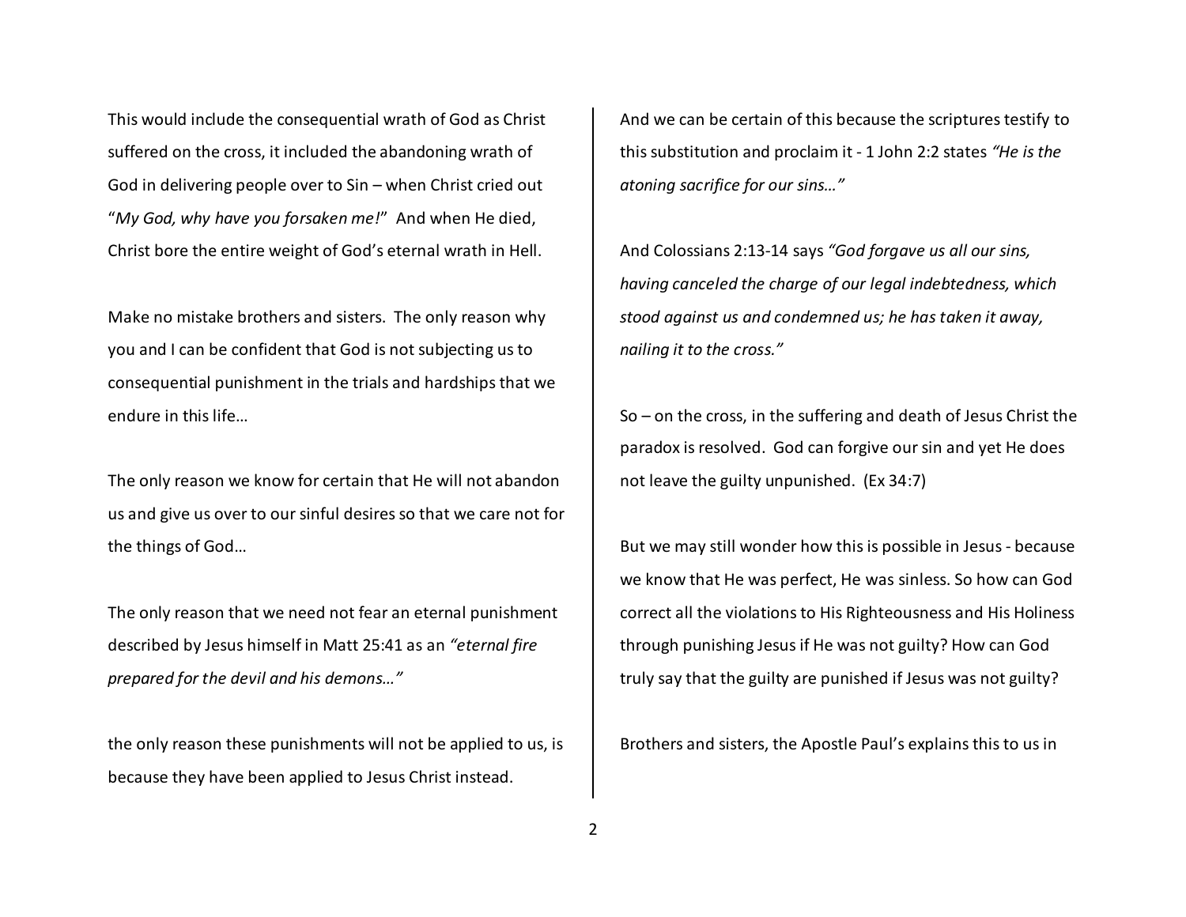This would include the consequential wrath of God as Christ suffered on the cross, it included the abandoning wrath of God in delivering people over to Sin – when Christ cried out "*My God, why have you forsaken me!*" And when He died, Christ bore the entire weight of God's eternal wrath in Hell.

Make no mistake brothers and sisters. The only reason why you and I can be confident that God is not subjecting us to consequential punishment in the trials and hardships that we endure in this life…

The only reason we know for certain that He will not abandon us and give us over to our sinful desires so that we care not for the things of God…

The only reason that we need not fear an eternal punishment described by Jesus himself in Matt 25:41 as an *"eternal fire prepared for the devil and his demons…"*

the only reason these punishments will not be applied to us, is because they have been applied to Jesus Christ instead.

And we can be certain of this because the scriptures testify to this substitution and proclaim it - 1 John 2:2 states *"He is the atoning sacrifice for our sins…"*

And Colossians 2:13-14 says *"God forgave us all our sins, having canceled the charge of our legal indebtedness, which stood against us and condemned us; he has taken it away, nailing it to the cross."*

So – on the cross, in the suffering and death of Jesus Christ the paradox is resolved. God can forgive our sin and yet He does not leave the guilty unpunished. (Ex 34:7)

But we may still wonder how this is possible in Jesus - because we know that He was perfect, He was sinless. So how can God correct all the violations to His Righteousness and His Holiness through punishing Jesus if He was not guilty? How can God truly say that the guilty are punished if Jesus was not guilty?

Brothers and sisters, the Apostle Paul's explains this to us in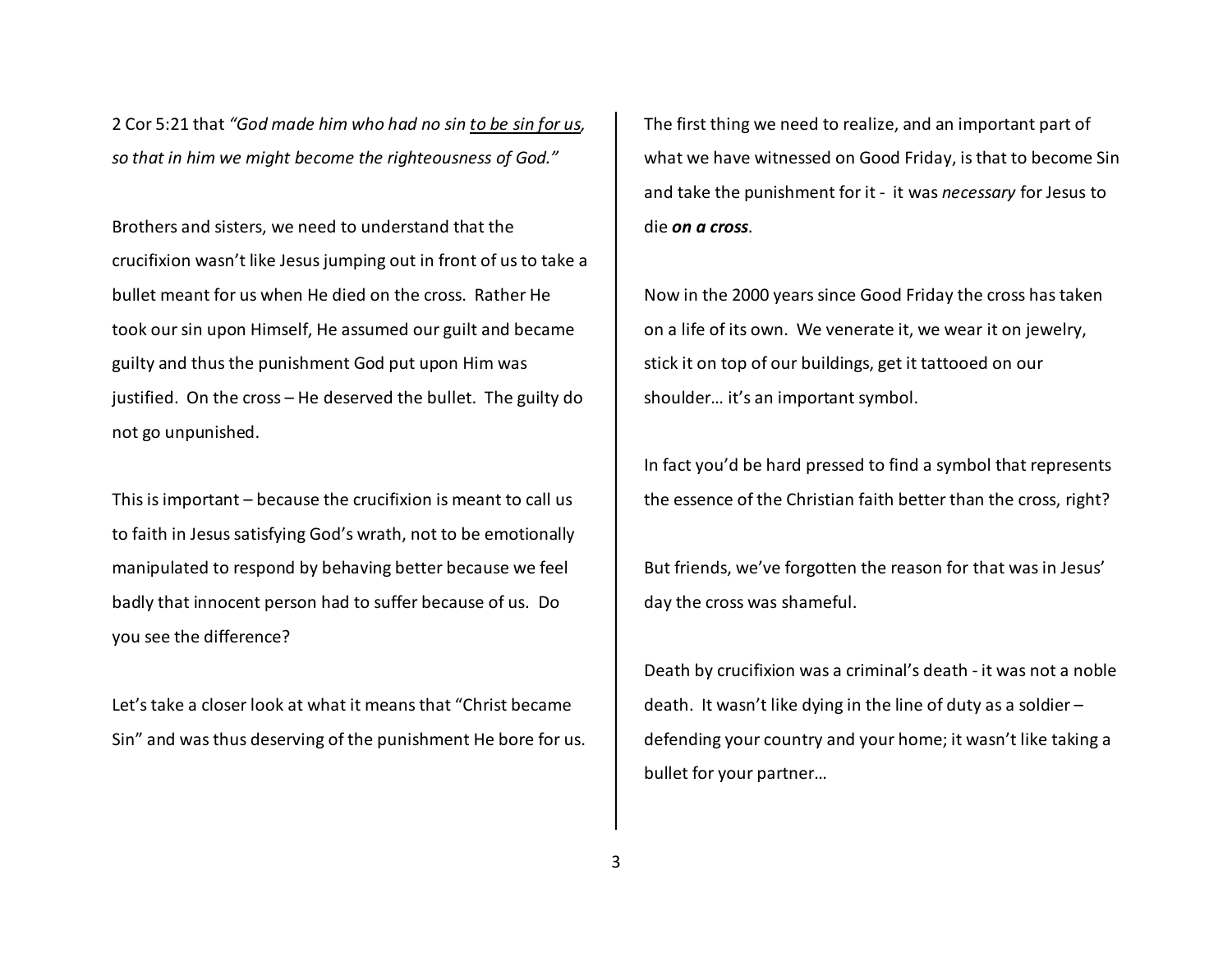2 Cor 5:21 that *"God made him who had no sin <u>to be sin for us</u>, so that in him we might become the righteousness of God."*

Brothers and sisters, we need to understand that the crucifixion wasn't like Jesus jumping out in front of us to take a bullet meant for us when He died on the cross. Rather He took our sin upon Himself, He assumed our guilt and became guilty and thus the punishment God put upon Him was justified. On the cross – He deserved the bullet. The guilty do not go unpunished.

This is important – because the crucifixion is meant to call us to faith in Jesus satisfying God's wrath, not to be emotionally manipulated to respond by behaving better because we feel badly that innocent person had to suffer because of us. Do you see the difference?

Let's take a closer look at what it means that "Christ became Sin" and was thus deserving of the punishment He bore for us.

The first thing we need to realize, and an important part of what we have witnessed on Good Friday, is that to become Sin and take the punishment for it - it was *necessary* for Jesus to die ***on a cross***.

Now in the 2000 years since Good Friday the cross has taken on a life of its own. We venerate it, we wear it on jewelry, stick it on top of our buildings, get it tattooed on our shoulder… it's an important symbol.

In fact you'd be hard pressed to find a symbol that represents the essence of the Christian faith better than the cross, right?

But friends, we've forgotten the reason for that was in Jesus' day the cross was shameful.

Death by crucifixion was a criminal's death - it was not a noble death. It wasn't like dying in the line of duty as a soldier – defending your country and your home; it wasn't like taking a bullet for your partner…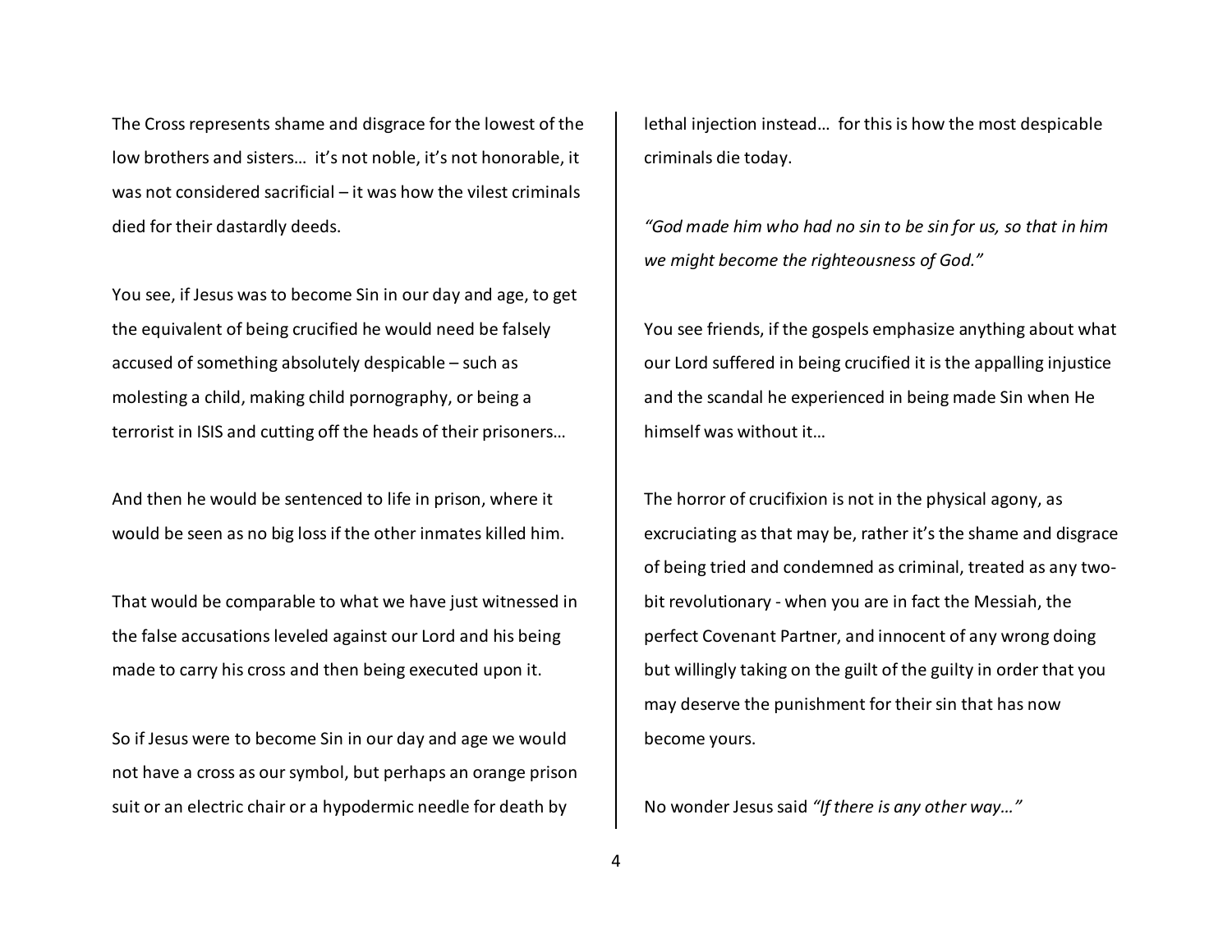The Cross represents shame and disgrace for the lowest of the low brothers and sisters… it's not noble, it's not honorable, it was not considered sacrificial – it was how the vilest criminals died for their dastardly deeds.

You see, if Jesus was to become Sin in our day and age, to get the equivalent of being crucified he would need be falsely accused of something absolutely despicable – such as molesting a child, making child pornography, or being a terrorist in ISIS and cutting off the heads of their prisoners…

And then he would be sentenced to life in prison, where it would be seen as no big loss if the other inmates killed him.

That would be comparable to what we have just witnessed in the false accusations leveled against our Lord and his being made to carry his cross and then being executed upon it.

So if Jesus were to become Sin in our day and age we would not have a cross as our symbol, but perhaps an orange prison suit or an electric chair or a hypodermic needle for death by lethal injection instead… for this is how the most despicable criminals die today.

*"God made him who had no sin to be sin for us, so that in him we might become the righteousness of God."*

You see friends, if the gospels emphasize anything about what our Lord suffered in being crucified it is the appalling injustice and the scandal he experienced in being made Sin when He himself was without it…

The horror of crucifixion is not in the physical agony, as excruciating as that may be, rather it's the shame and disgrace of being tried and condemned as criminal, treated as any two-bit revolutionary - when you are in fact the Messiah, the perfect Covenant Partner, and innocent of any wrong doing but willingly taking on the guilt of the guilty in order that you may deserve the punishment for their sin that has now become yours.

No wonder Jesus said *"If there is any other way…"*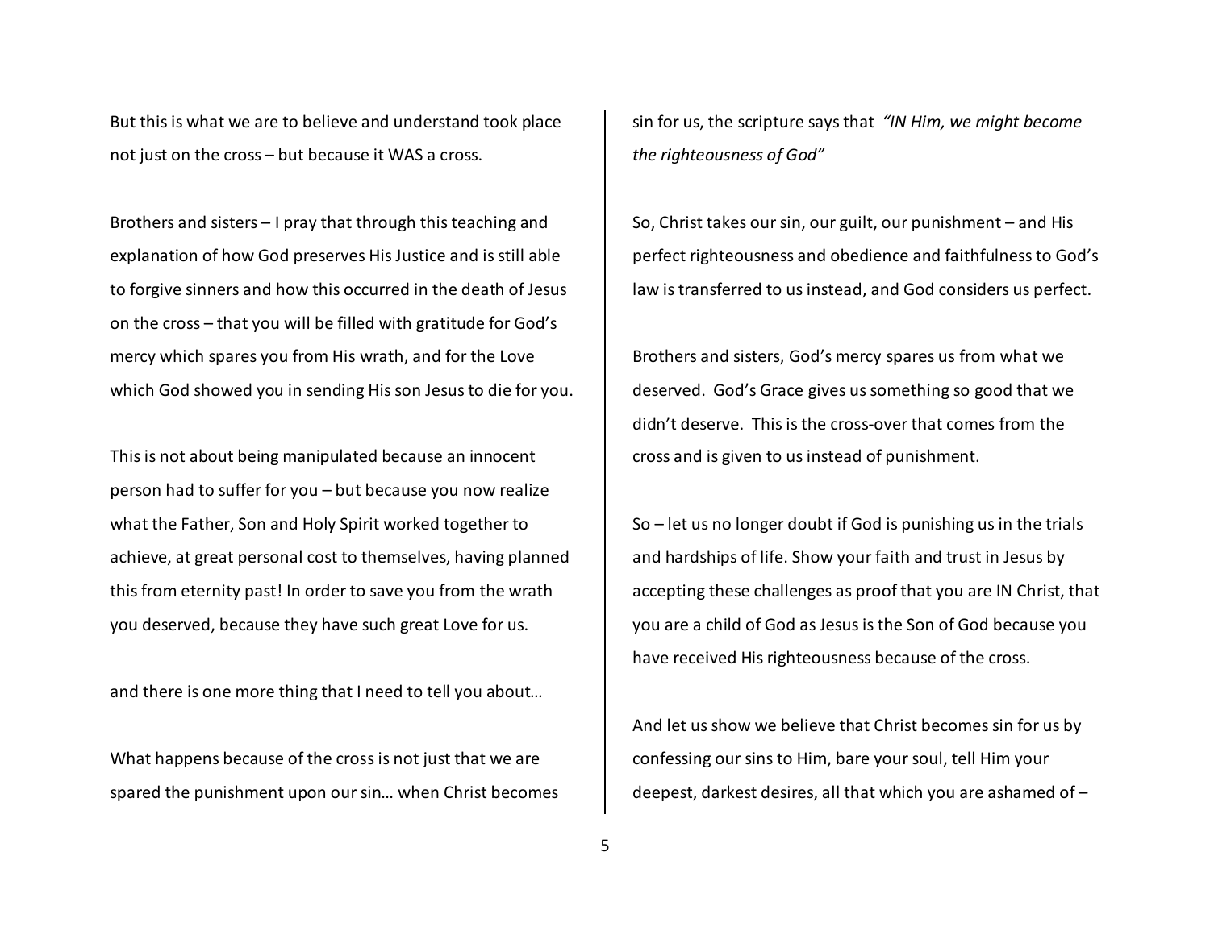But this is what we are to believe and understand took place not just on the cross – but because it WAS a cross.

Brothers and sisters – I pray that through this teaching and explanation of how God preserves His Justice and is still able to forgive sinners and how this occurred in the death of Jesus on the cross – that you will be filled with gratitude for God's mercy which spares you from His wrath, and for the Love which God showed you in sending His son Jesus to die for you.

This is not about being manipulated because an innocent person had to suffer for you – but because you now realize what the Father, Son and Holy Spirit worked together to achieve, at great personal cost to themselves, having planned this from eternity past! In order to save you from the wrath you deserved, because they have such great Love for us.

and there is one more thing that I need to tell you about…

What happens because of the cross is not just that we are spared the punishment upon our sin… when Christ becomes sin for us, the scripture says that *"IN Him, we might become the righteousness of God"*

So, Christ takes our sin, our guilt, our punishment – and His perfect righteousness and obedience and faithfulness to God's law is transferred to us instead, and God considers us perfect.

Brothers and sisters, God's mercy spares us from what we deserved. God's Grace gives us something so good that we didn't deserve. This is the cross-over that comes from the cross and is given to us instead of punishment.

So – let us no longer doubt if God is punishing us in the trials and hardships of life. Show your faith and trust in Jesus by accepting these challenges as proof that you are IN Christ, that you are a child of God as Jesus is the Son of God because you have received His righteousness because of the cross.

And let us show we believe that Christ becomes sin for us by confessing our sins to Him, bare your soul, tell Him your deepest, darkest desires, all that which you are ashamed of –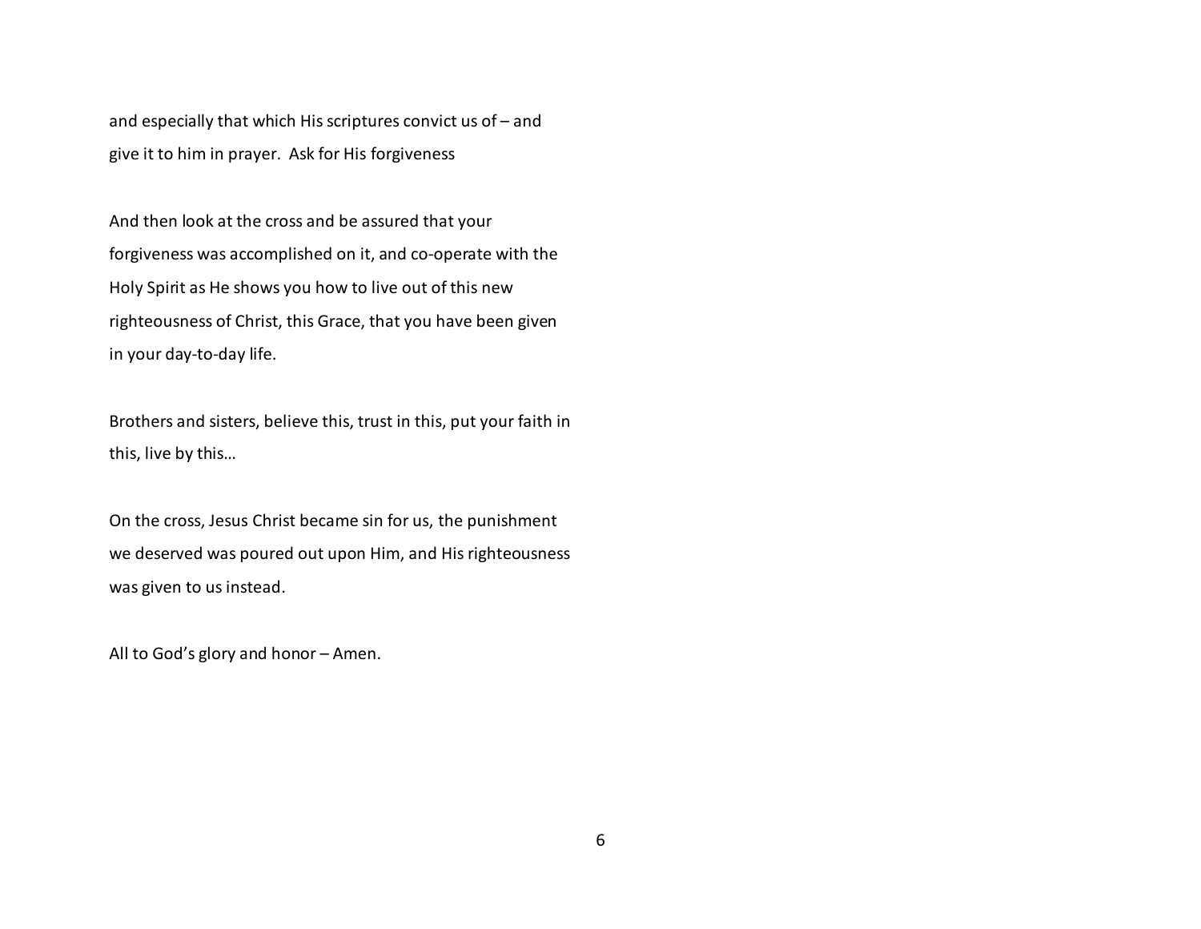and especially that which His scriptures convict us of – and give it to him in prayer.  Ask for His forgiveness

And then look at the cross and be assured that your forgiveness was accomplished on it, and co-operate with the Holy Spirit as He shows you how to live out of this new righteousness of Christ, this Grace, that you have been given in your day-to-day life.

Brothers and sisters, believe this, trust in this, put your faith in this, live by this…

On the cross, Jesus Christ became sin for us, the punishment we deserved was poured out upon Him, and His righteousness was given to us instead.

All to God's glory and honor – Amen.